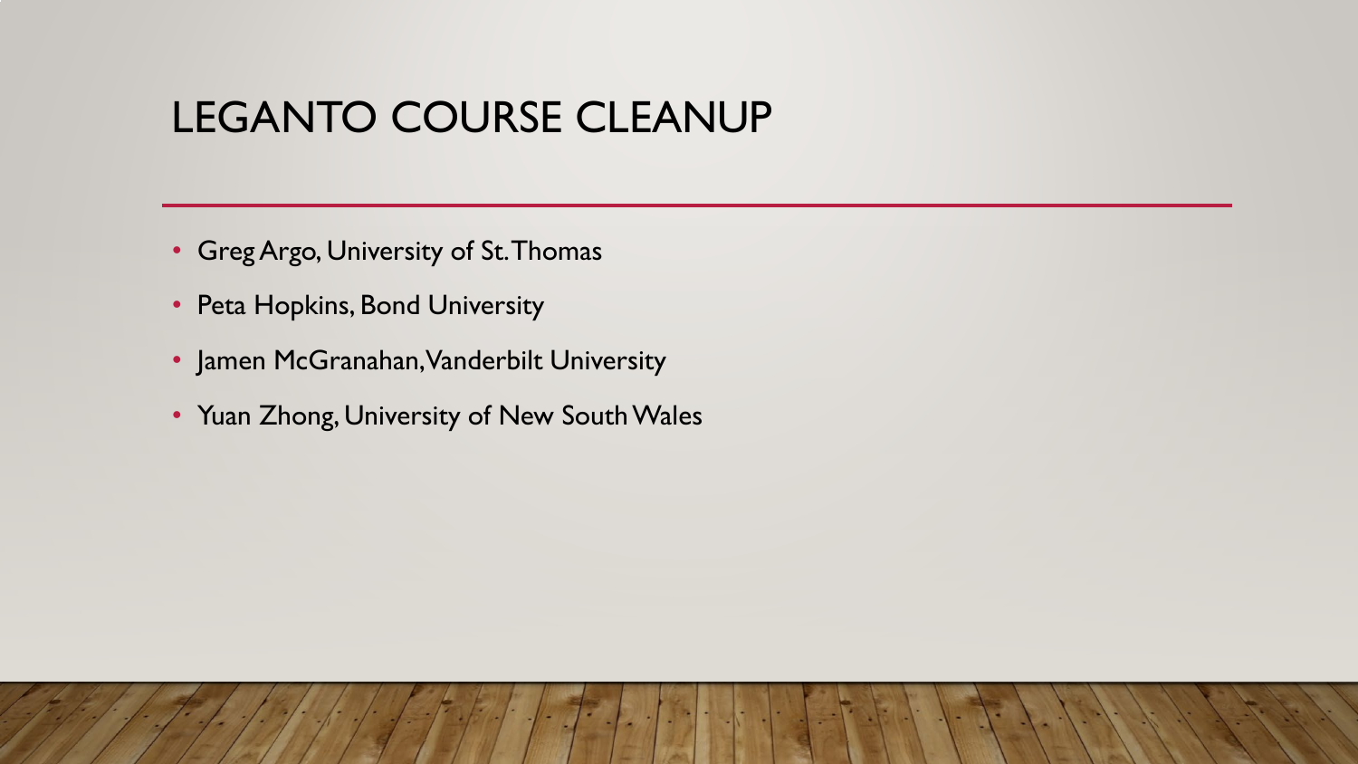# LEGANTO COURSE CLEANUP

- Greg Argo, University of St. Thomas
- Peta Hopkins, Bond University
- Jamen McGranahan, Vanderbilt University
- Yuan Zhong, University of New South Wales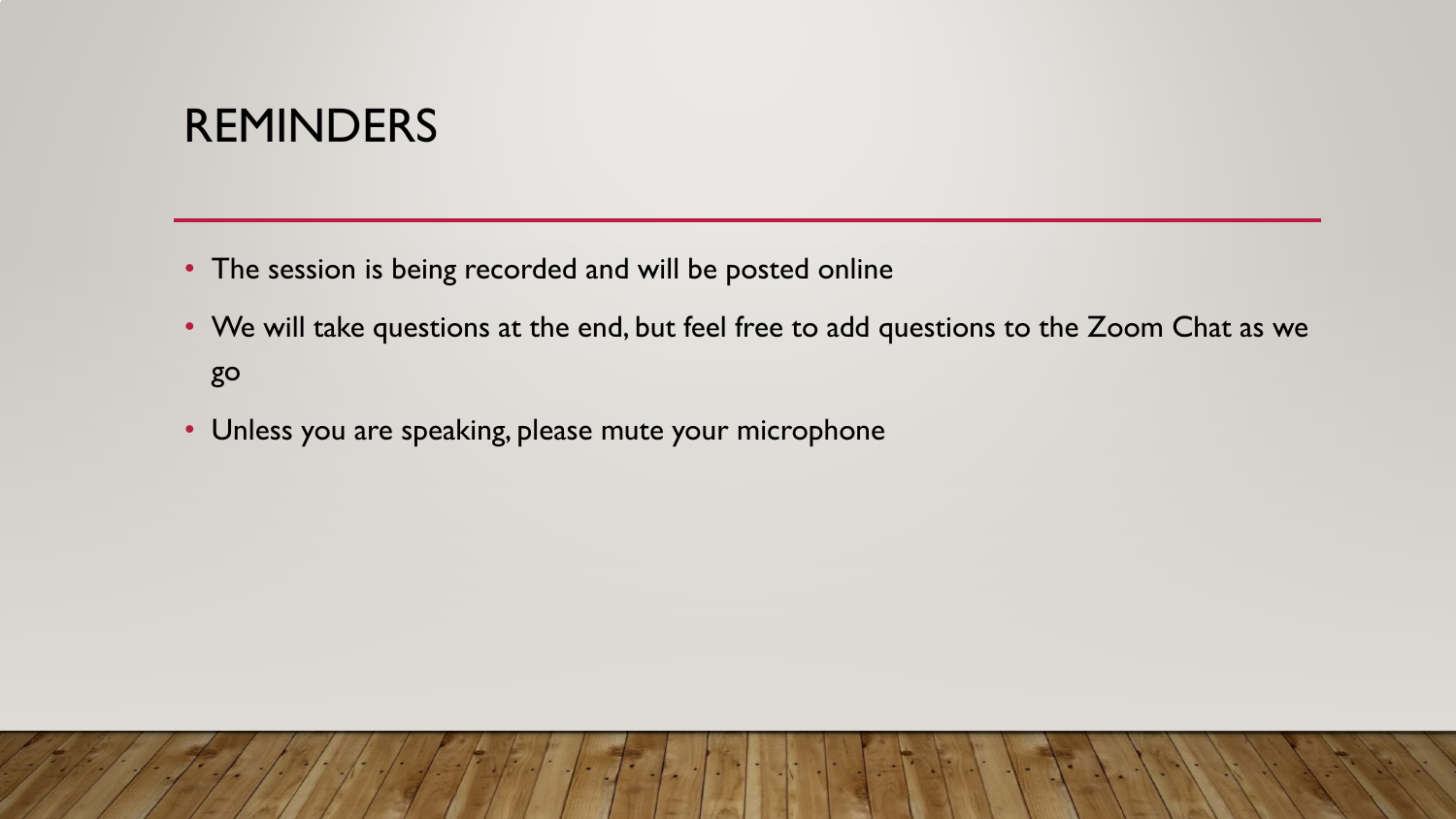# REMINDERS

- The session is being recorded and will be posted online
- We will take questions at the end, but feel free to add questions to the Zoom Chat as we go
- Unless you are speaking, please mute your microphone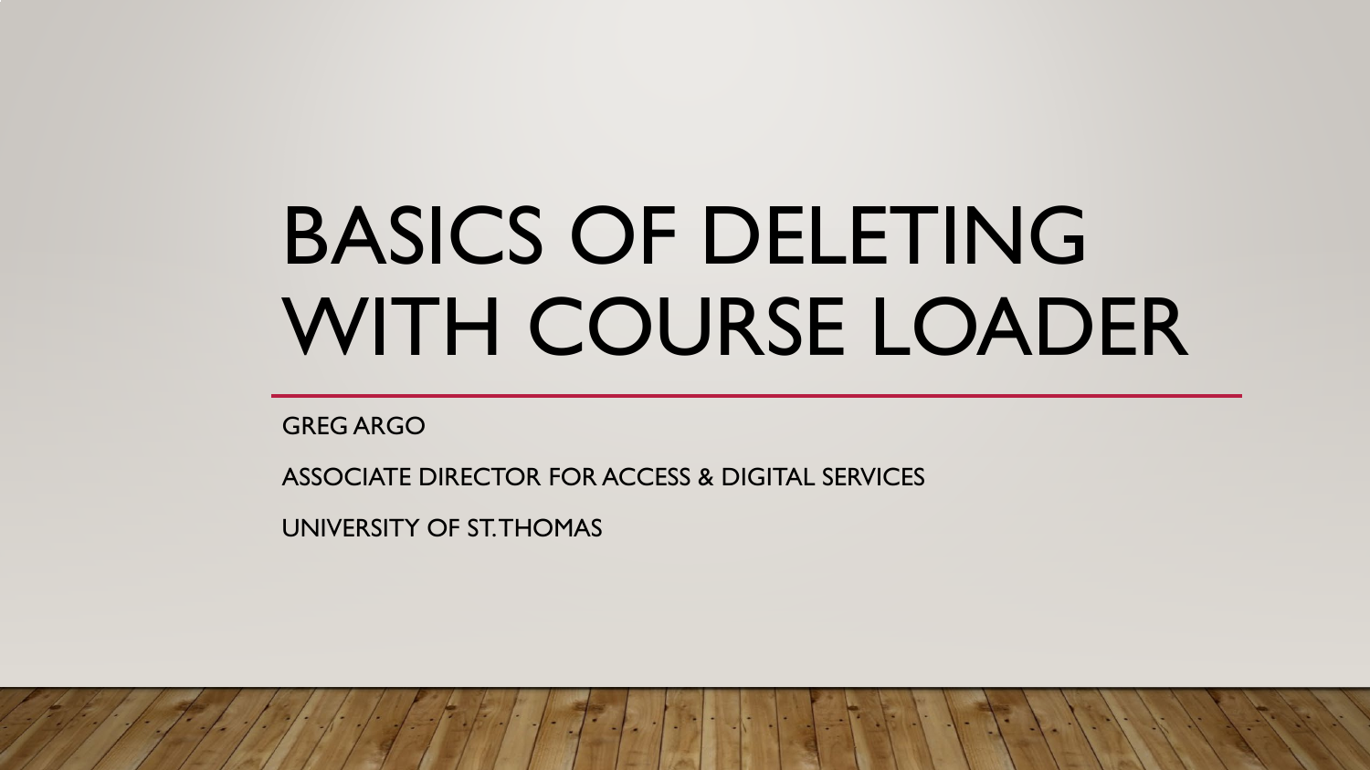# BASICS OF DELETING WITH COURSE LOADER

GREG ARGO

ASSOCIATE DIRECTOR FOR ACCESS & DIGITAL SERVICES

UNIVERSITY OF ST. THOMAS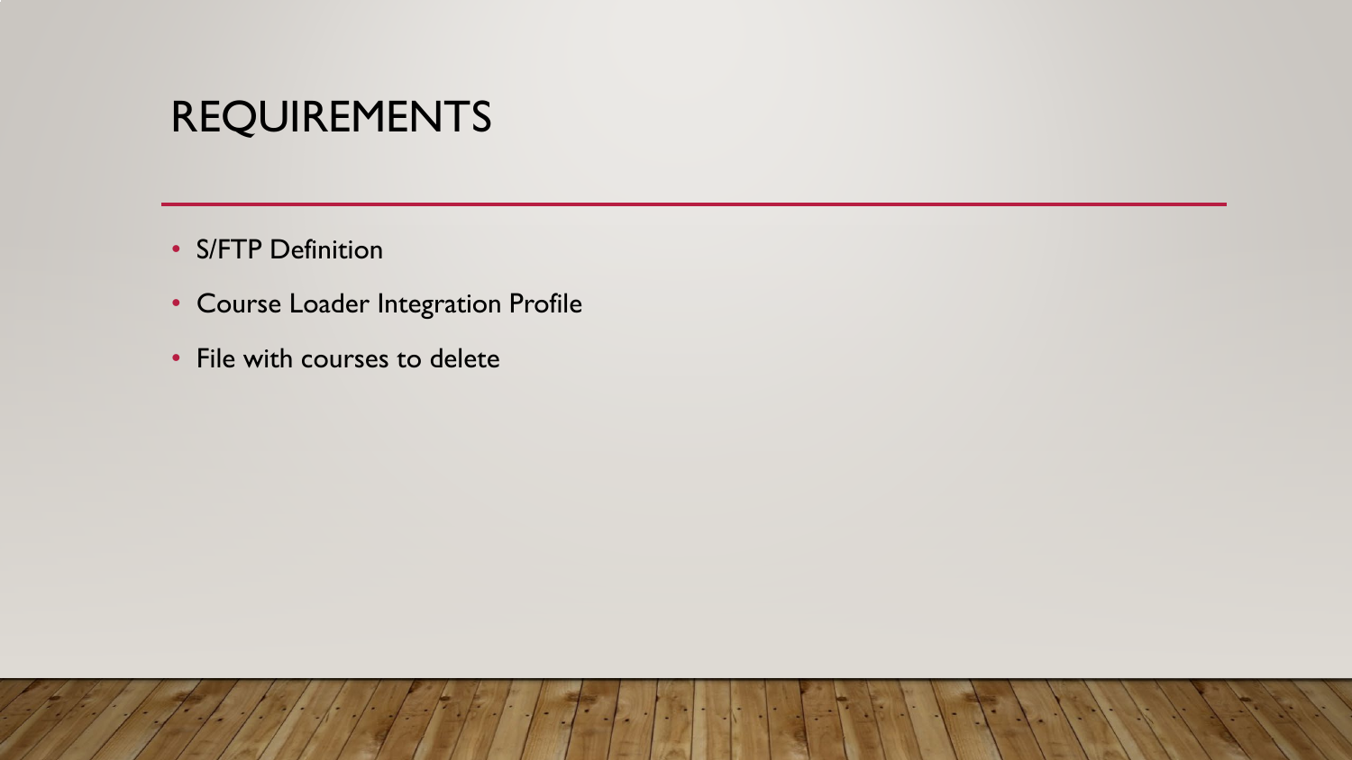# REQUIREMENTS

- S/FTP Definition
- Course Loader Integration Profile
- File with courses to delete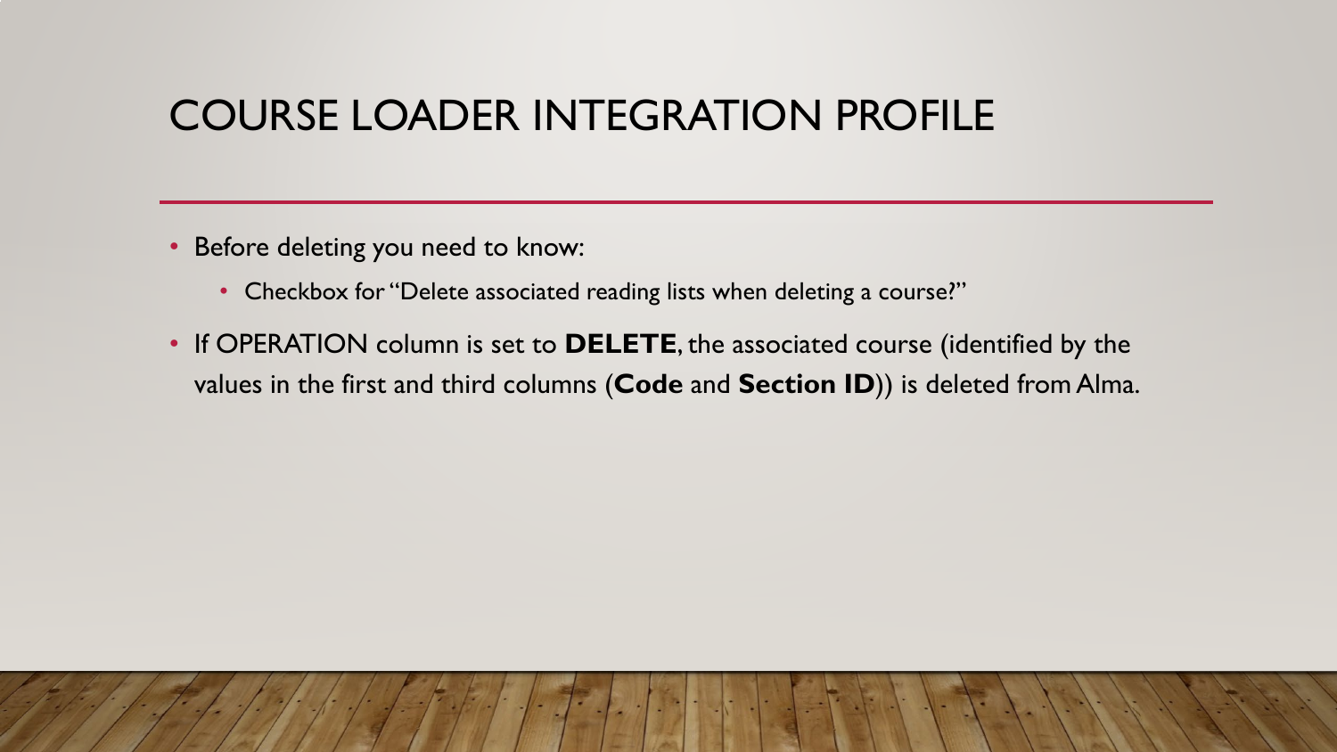# COURSE LOADER INTEGRATION PROFILE

- Before deleting you need to know:
  - Checkbox for "Delete associated reading lists when deleting a course?"
- If OPERATION column is set to **DELETE**, the associated course (identified by the values in the first and third columns (**Code** and **Section ID**)) is deleted from Alma.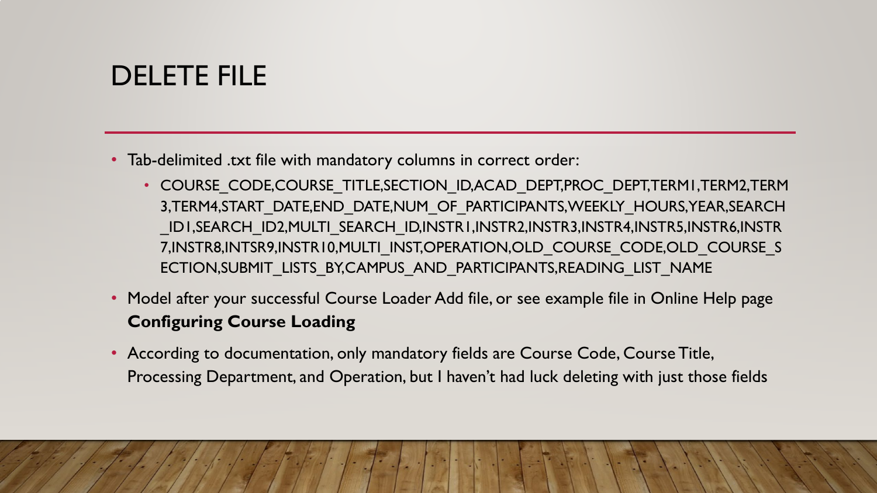# DELETE FILE

- Tab-delimited .txt file with mandatory columns in correct order:
  - COURSE_CODE,COURSE_TITLE,SECTION_ID,ACAD_DEPT,PROC_DEPT,TERM1,TERM2,TERM3,TERM4,START_DATE,END_DATE,NUM_OF_PARTICIPANTS,WEEKLY_HOURS,YEAR,SEARCH_ID1,SEARCH_ID2,MULTI_SEARCH_ID,INSTR1,INSTR2,INSTR3,INSTR4,INSTR5,INSTR6,INSTR7,INSTR8,INTSR9,INSTR10,MULTI_INST,OPERATION,OLD_COURSE_CODE,OLD_COURSE_SECTION,SUBMIT_LISTS_BY,CAMPUS_AND_PARTICIPANTS,READING_LIST_NAME
- Model after your successful Course Loader Add file, or see example file in Online Help page **Configuring Course Loading**
- According to documentation, only mandatory fields are Course Code, Course Title, Processing Department, and Operation, but I haven't had luck deleting with just those fields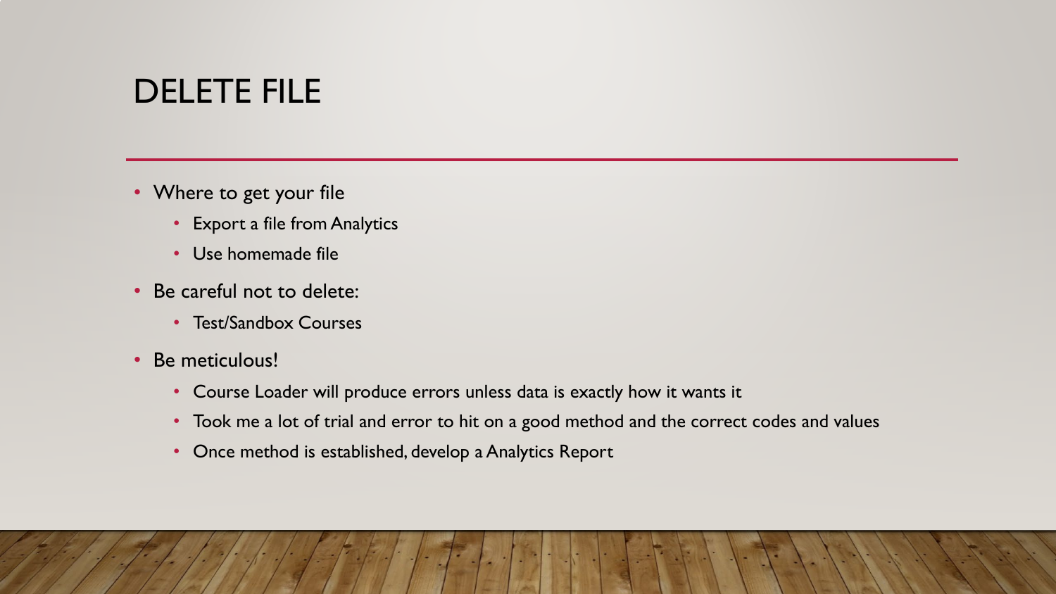# DELETE FILE

- Where to get your file
  - Export a file from Analytics
  - Use homemade file
- Be careful not to delete:
  - Test/Sandbox Courses
- Be meticulous!
  - Course Loader will produce errors unless data is exactly how it wants it
  - Took me a lot of trial and error to hit on a good method and the correct codes and values
  - Once method is established, develop a Analytics Report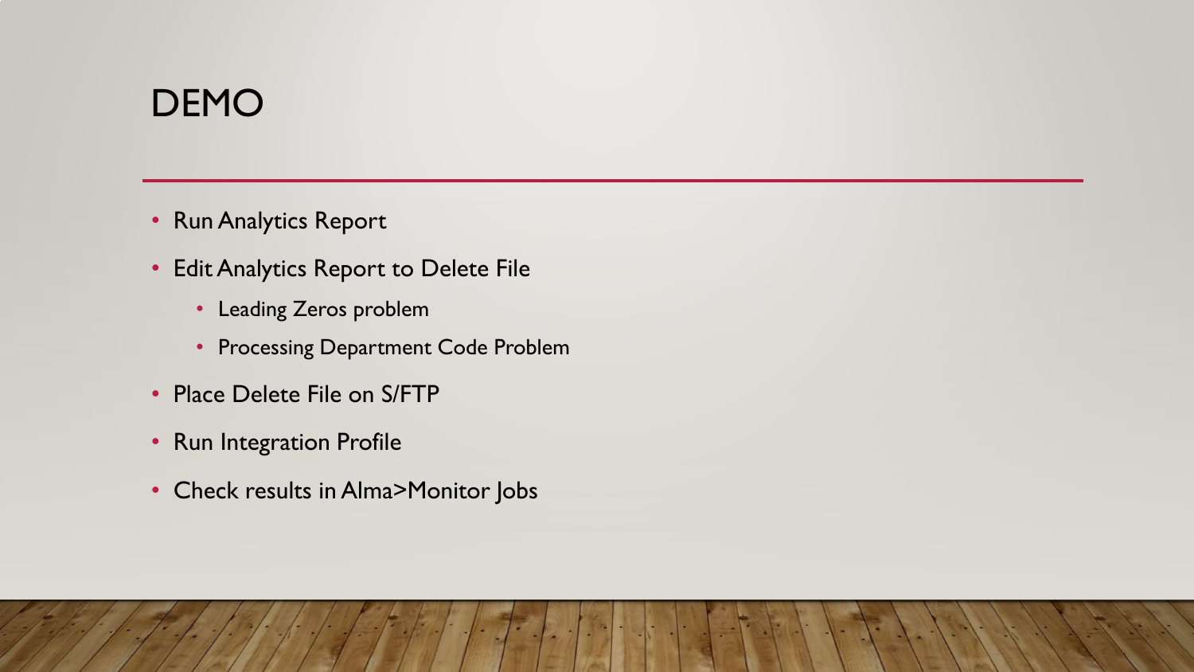# DEMO

- Run Analytics Report
- Edit Analytics Report to Delete File
  - Leading Zeros problem
  - Processing Department Code Problem
- Place Delete File on S/FTP
- Run Integration Profile
- Check results in Alma>Monitor Jobs